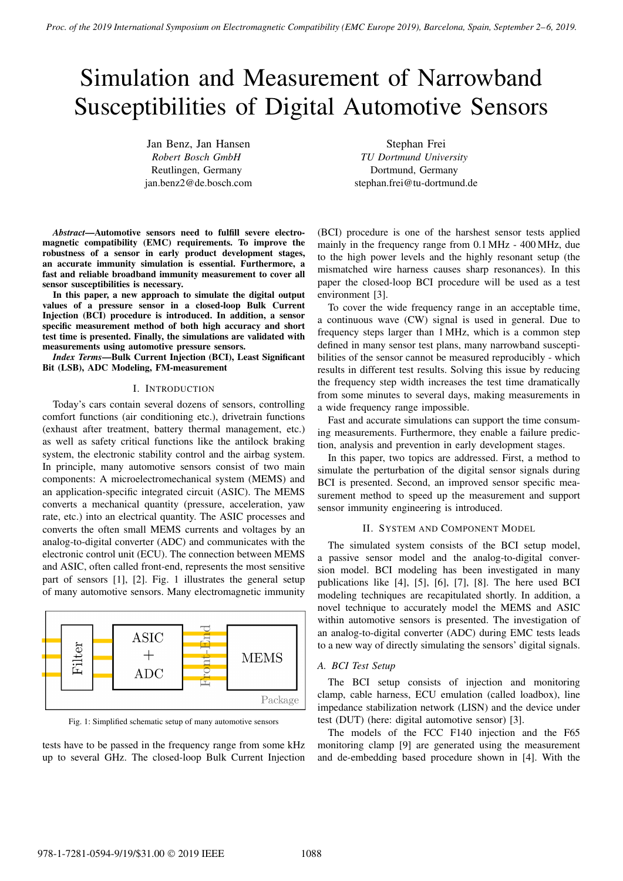# Simulation and Measurement of Narrowband Susceptibilities of Digital Automotive Sensors

Jan Benz, Jan Hansen
*Robert Bosch GmbH*
Reutlingen, Germany
jan.benz2@de.bosch.com

Stephan Frei
*TU Dortmund University*
Dortmund, Germany
stephan.frei@tu-dortmund.de

***Abstract*—Automotive sensors need to fulfill severe electromagnetic compatibility (EMC) requirements. To improve the robustness of a sensor in early product development stages, an accurate immunity simulation is essential. Furthermore, a fast and reliable broadband immunity measurement to cover all sensor susceptibilities is necessary.**

**In this paper, a new approach to simulate the digital output values of a pressure sensor in a closed-loop Bulk Current Injection (BCI) procedure is introduced. In addition, a sensor specific measurement method of both high accuracy and short test time is presented. Finally, the simulations are validated with measurements using automotive pressure sensors.**

***Index Terms*—Bulk Current Injection (BCI), Least Significant Bit (LSB), ADC Modeling, FM-measurement**

## I. Introduction

Today's cars contain several dozens of sensors, controlling comfort functions (air conditioning etc.), drivetrain functions (exhaust after treatment, battery thermal management, etc.) as well as safety critical functions like the antilock braking system, the electronic stability control and the airbag system. In principle, many automotive sensors consist of two main components: A microelectromechanical system (MEMS) and an application-specific integrated circuit (ASIC). The MEMS converts a mechanical quantity (pressure, acceleration, yaw rate, etc.) into an electrical quantity. The ASIC processes and converts the often small MEMS currents and voltages by an analog-to-digital converter (ADC) and communicates with the electronic control unit (ECU). The connection between MEMS and ASIC, often called front-end, represents the most sensitive part of sensors [1], [2]. Fig. 1 illustrates the general setup of many automotive sensors. Many electromagnetic immunity

Fig. 1: Simplified schematic setup of many automotive sensors

tests have to be passed in the frequency range from some kHz up to several GHz. The closed-loop Bulk Current Injection (BCI) procedure is one of the harshest sensor tests applied mainly in the frequency range from 0.1 MHz - 400 MHz, due to the high power levels and the highly resonant setup (the mismatched wire harness causes sharp resonances). In this paper the closed-loop BCI procedure will be used as a test environment [3].

To cover the wide frequency range in an acceptable time, a continuous wave (CW) signal is used in general. Due to frequency steps larger than 1 MHz, which is a common step defined in many sensor test plans, many narrowband susceptibilities of the sensor cannot be measured reproducibly - which results in different test results. Solving this issue by reducing the frequency step width increases the test time dramatically from some minutes to several days, making measurements in a wide frequency range impossible.

Fast and accurate simulations can support the time consuming measurements. Furthermore, they enable a failure prediction, analysis and prevention in early development stages.

In this paper, two topics are addressed. First, a method to simulate the perturbation of the digital sensor signals during BCI is presented. Second, an improved sensor specific measurement method to speed up the measurement and support sensor immunity engineering is introduced.

## II. System and Component Model

The simulated system consists of the BCI setup model, a passive sensor model and the analog-to-digital conversion model. BCI modeling has been investigated in many publications like [4], [5], [6], [7], [8]. The here used BCI modeling techniques are recapitulated shortly. In addition, a novel technique to accurately model the MEMS and ASIC within automotive sensors is presented. The investigation of an analog-to-digital converter (ADC) during EMC tests leads to a new way of directly simulating the sensors' digital signals.

### A. BCI Test Setup

The BCI setup consists of injection and monitoring clamp, cable harness, ECU emulation (called loadbox), line impedance stabilization network (LISN) and the device under test (DUT) (here: digital automotive sensor) [3].

The models of the FCC F140 injection and the F65 monitoring clamp [9] are generated using the measurement and de-embedding based procedure shown in [4]. With the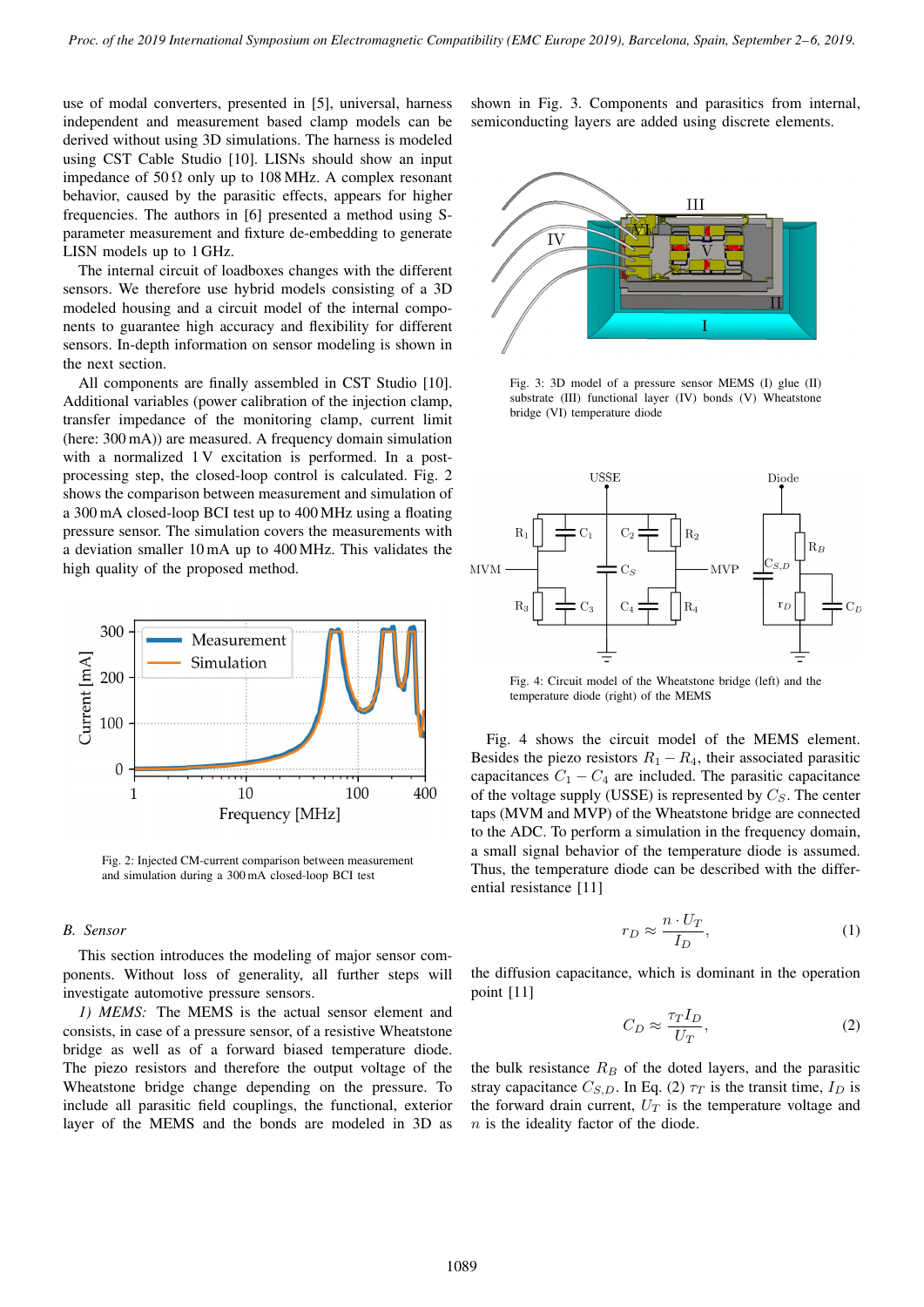use of modal converters, presented in [5], universal, harness independent and measurement based clamp models can be derived without using 3D simulations. The harness is modeled using CST Cable Studio [10]. LISNs should show an input impedance of 50 Ω only up to 108 MHz. A complex resonant behavior, caused by the parasitic effects, appears for higher frequencies. The authors in [6] presented a method using S-parameter measurement and fixture de-embedding to generate LISN models up to 1 GHz.

The internal circuit of loadboxes changes with the different sensors. We therefore use hybrid models consisting of a 3D modeled housing and a circuit model of the internal components to guarantee high accuracy and flexibility for different sensors. In-depth information on sensor modeling is shown in the next section.

All components are finally assembled in CST Studio [10]. Additional variables (power calibration of the injection clamp, transfer impedance of the monitoring clamp, current limit (here: 300 mA)) are measured. A frequency domain simulation with a normalized 1 V excitation is performed. In a post-processing step, the closed-loop control is calculated. Fig. 2 shows the comparison between measurement and simulation of a 300 mA closed-loop BCI test up to 400 MHz using a floating pressure sensor. The simulation covers the measurements with a deviation smaller 10 mA up to 400 MHz. This validates the high quality of the proposed method.

Fig. 2: Injected CM-current comparison between measurement and simulation during a 300 mA closed-loop BCI test

### B. Sensor

This section introduces the modeling of major sensor components. Without loss of generality, all further steps will investigate automotive pressure sensors.

*1) MEMS:* The MEMS is the actual sensor element and consists, in case of a pressure sensor, of a resistive Wheatstone bridge as well as of a forward biased temperature diode. The piezo resistors and therefore the output voltage of the Wheatstone bridge change depending on the pressure. To include all parasitic field couplings, the functional, exterior layer of the MEMS and the bonds are modeled in 3D as shown in Fig. 3. Components and parasitics from internal, semiconducting layers are added using discrete elements.

Fig. 3: 3D model of a pressure sensor MEMS (I) glue (II) substrate (III) functional layer (IV) bonds (V) Wheatstone bridge (VI) temperature diode

Fig. 4: Circuit model of the Wheatstone bridge (left) and the temperature diode (right) of the MEMS

Fig. 4 shows the circuit model of the MEMS element. Besides the piezo resistors $R_1 - R_4$, their associated parasitic capacitances $C_1 - C_4$ are included. The parasitic capacitance of the voltage supply (USSE) is represented by $C_S$. The center taps (MVM and MVP) of the Wheatstone bridge are connected to the ADC. To perform a simulation in the frequency domain, a small signal behavior of the temperature diode is assumed. Thus, the temperature diode can be described with the differential resistance [11]

$$r_D \approx \frac{n \cdot U_T}{I_D}, \tag{1}$$

the diffusion capacitance, which is dominant in the operation point [11]

$$C_D \approx \frac{\tau_T I_D}{U_T}, \tag{2}$$

the bulk resistance $R_B$ of the doted layers, and the parasitic stray capacitance $C_{S,D}$. In Eq. (2) $\tau_T$ is the transit time, $I_D$ is the forward drain current, $U_T$ is the temperature voltage and $n$ is the ideality factor of the diode.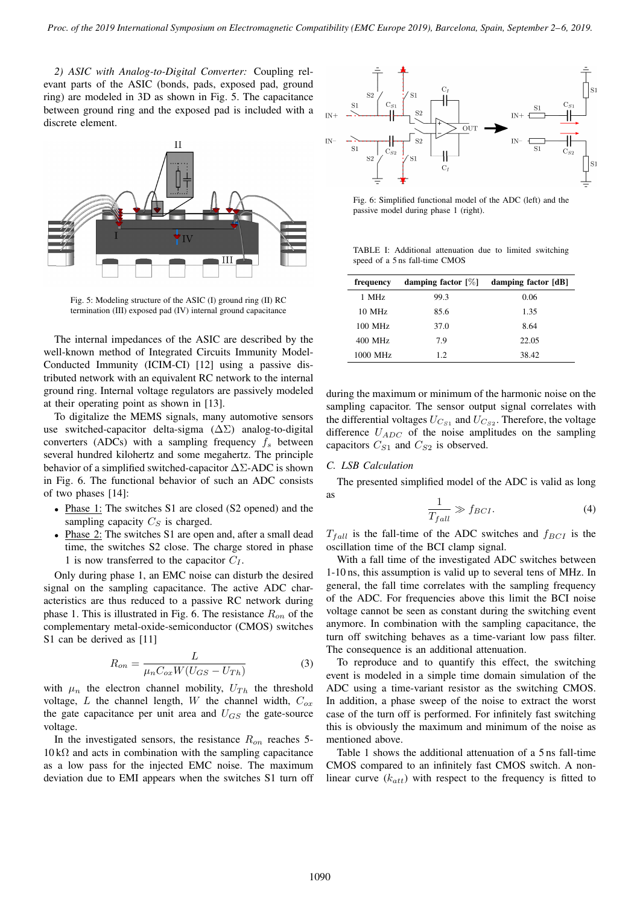2) *ASIC with Analog-to-Digital Converter:* Coupling relevant parts of the ASIC (bonds, pads, exposed pad, ground ring) are modeled in 3D as shown in Fig. 5. The capacitance between ground ring and the exposed pad is included with a discrete element.

Fig. 5: Modeling structure of the ASIC (I) ground ring (II) RC termination (III) exposed pad (IV) internal ground capacitance

The internal impedances of the ASIC are described by the well-known method of Integrated Circuits Immunity Model-Conducted Immunity (ICIM-CI) [12] using a passive distributed network with an equivalent RC network to the internal ground ring. Internal voltage regulators are passively modeled at their operating point as shown in [13].

To digitalize the MEMS signals, many automotive sensors use switched-capacitor delta-sigma ($\Delta\Sigma$) analog-to-digital converters (ADCs) with a sampling frequency $f_s$ between several hundred kilohertz and some megahertz. The principle behavior of a simplified switched-capacitor $\Delta\Sigma$-ADC is shown in Fig. 6. The functional behavior of such an ADC consists of two phases [14]:

- Phase 1: The switches S1 are closed (S2 opened) and the sampling capacity $C_S$ is charged.
- Phase 2: The switches S1 are open and, after a small dead time, the switches S2 close. The charge stored in phase 1 is now transferred to the capacitor $C_I$.

Only during phase 1, an EMC noise can disturb the desired signal on the sampling capacitance. The active ADC characteristics are thus reduced to a passive RC network during phase 1. This is illustrated in Fig. 6. The resistance $R_{on}$ of the complementary metal-oxide-semiconductor (CMOS) switches S1 can be derived as [11]

$$R_{on} = \frac{L}{\mu_n C_{ox} W (U_{GS} - U_{Th})} \tag{3}$$

with $\mu_n$ the electron channel mobility, $U_{Th}$ the threshold voltage, $L$ the channel length, $W$ the channel width, $C_{ox}$ the gate capacitance per unit area and $U_{GS}$ the gate-source voltage.

In the investigated sensors, the resistance $R_{on}$ reaches 5-10 kΩ and acts in combination with the sampling capacitance as a low pass for the injected EMC noise. The maximum deviation due to EMI appears when the switches S1 turn off during the maximum or minimum of the harmonic noise on the sampling capacitor. The sensor output signal correlates with the differential voltages $U_{C_{S1}}$ and $U_{C_{S2}}$. Therefore, the voltage difference $U_{ADC}$ of the noise amplitudes on the sampling capacitors $C_{S1}$ and $C_{S2}$ is observed.

Fig. 6: Simplified functional model of the ADC (left) and the passive model during phase 1 (right).

TABLE I: Additional attenuation due to limited switching speed of a 5 ns fall-time CMOS

| frequency | damping factor [%] | damping factor [dB] |
|---|---|---|
| 1 MHz | 99.3 | 0.06 |
| 10 MHz | 85.6 | 1.35 |
| 100 MHz | 37.0 | 8.64 |
| 400 MHz | 7.9 | 22.05 |
| 1000 MHz | 1.2 | 38.42 |

### C. LSB Calculation

The presented simplified model of the ADC is valid as long as

$$\frac{1}{T_{fall}} \gg f_{BCI}. \tag{4}$$

$T_{fall}$ is the fall-time of the ADC switches and $f_{BCI}$ is the oscillation time of the BCI clamp signal.

With a fall time of the investigated ADC switches between 1-10 ns, this assumption is valid up to several tens of MHz. In general, the fall time correlates with the sampling frequency of the ADC. For frequencies above this limit the BCI noise voltage cannot be seen as constant during the switching event anymore. In combination with the sampling capacitance, the turn off switching behaves as a time-variant low pass filter. The consequence is an additional attenuation.

To reproduce and to quantify this effect, the switching event is modeled in a simple time domain simulation of the ADC using a time-variant resistor as the switching CMOS. In addition, a phase sweep of the noise to extract the worst case of the turn off switching is performed. For infinitely fast switching this is obviously the maximum and minimum of the noise as mentioned above.

Table 1 shows the additional attenuation of a 5 ns fall-time CMOS compared to an infinitely fast CMOS switch. A non-linear curve ($k_{att}$) with respect to the frequency is fitted to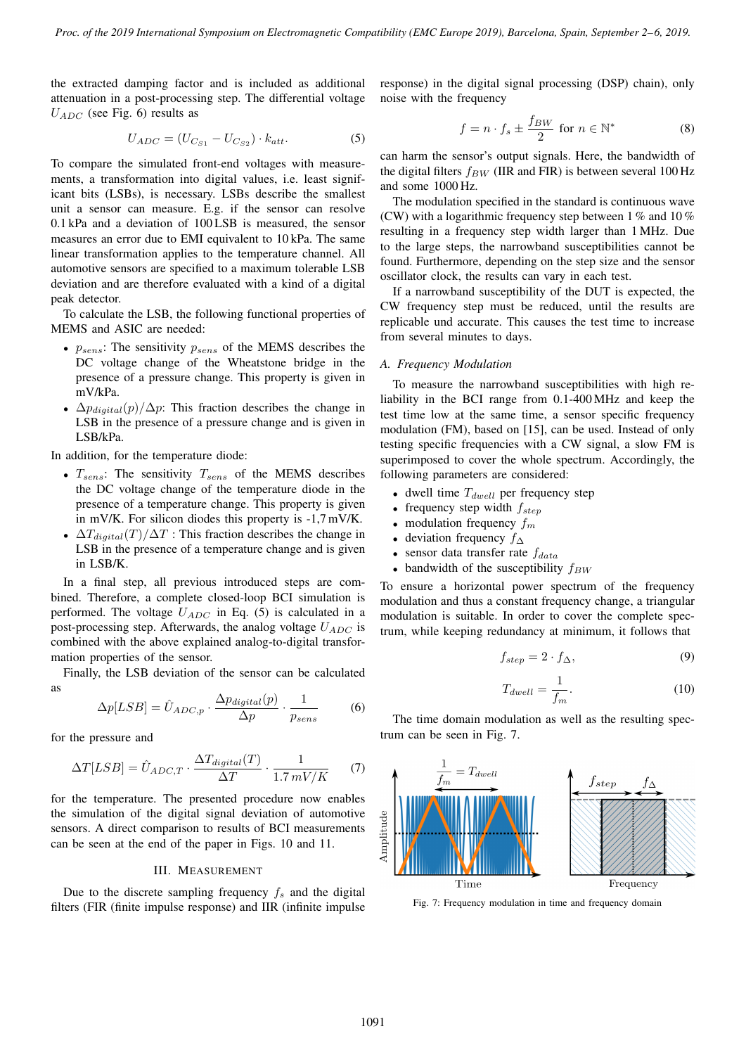the extracted damping factor and is included as additional attenuation in a post-processing step. The differential voltage $U_{ADC}$ (see Fig. 6) results as

$$U_{ADC} = (U_{C_{S1}} - U_{C_{S2}}) \cdot k_{att}. \tag{5}$$

To compare the simulated front-end voltages with measurements, a transformation into digital values, i.e. least significant bits (LSBs), is necessary. LSBs describe the smallest unit a sensor can measure. E.g. if the sensor can resolve 0.1 kPa and a deviation of 100 LSB is measured, the sensor measures an error due to EMI equivalent to 10 kPa. The same linear transformation applies to the temperature channel. All automotive sensors are specified to a maximum tolerable LSB deviation and are therefore evaluated with a kind of a digital peak detector.

To calculate the LSB, the following functional properties of MEMS and ASIC are needed:

- $p_{sens}$: The sensitivity $p_{sens}$ of the MEMS describes the DC voltage change of the Wheatstone bridge in the presence of a pressure change. This property is given in mV/kPa.
- $\Delta p_{digital}(p)/\Delta p$: This fraction describes the change in LSB in the presence of a pressure change and is given in LSB/kPa.

In addition, for the temperature diode:

- $T_{sens}$: The sensitivity $T_{sens}$ of the MEMS describes the DC voltage change of the temperature diode in the presence of a temperature change. This property is given in mV/K. For silicon diodes this property is -1,7 mV/K.
- $\Delta T_{digital}(T)/\Delta T$ : This fraction describes the change in LSB in the presence of a temperature change and is given in LSB/K.

In a final step, all previous introduced steps are combined. Therefore, a complete closed-loop BCI simulation is performed. The voltage $U_{ADC}$ in Eq. (5) is calculated in a post-processing step. Afterwards, the analog voltage $U_{ADC}$ is combined with the above explained analog-to-digital transformation properties of the sensor.

Finally, the LSB deviation of the sensor can be calculated as

$$\Delta p[LSB] = \hat{U}_{ADC,p} \cdot \frac{\Delta p_{digital}(p)}{\Delta p} \cdot \frac{1}{p_{sens}} \tag{6}$$

for the pressure and

$$\Delta T[LSB] = \hat{U}_{ADC,T} \cdot \frac{\Delta T_{digital}(T)}{\Delta T} \cdot \frac{1}{1.7\,mV/K} \tag{7}$$

for the temperature. The presented procedure now enables the simulation of the digital signal deviation of automotive sensors. A direct comparison to results of BCI measurements can be seen at the end of the paper in Figs. 10 and 11.

## III. Measurement

Due to the discrete sampling frequency $f_s$ and the digital filters (FIR (finite impulse response) and IIR (infinite impulse response) in the digital signal processing (DSP) chain), only noise with the frequency

$$f = n \cdot f_s \pm \frac{f_{BW}}{2} \quad \text{for } n \in \mathbb{N}^* \tag{8}$$

can harm the sensor's output signals. Here, the bandwidth of the digital filters $f_{BW}$ (IIR and FIR) is between several 100 Hz and some 1000 Hz.

The modulation specified in the standard is continuous wave (CW) with a logarithmic frequency step between 1 % and 10 % resulting in a frequency step width larger than 1 MHz. Due to the large steps, the narrowband susceptibilities cannot be found. Furthermore, depending on the step size and the sensor oscillator clock, the results can vary in each test.

If a narrowband susceptibility of the DUT is expected, the CW frequency step must be reduced, until the results are replicable und accurate. This causes the test time to increase from several minutes to days.

### A. Frequency Modulation

To measure the narrowband susceptibilities with high reliability in the BCI range from 0.1-400 MHz and keep the test time low at the same time, a sensor specific frequency modulation (FM), based on [15], can be used. Instead of only testing specific frequencies with a CW signal, a slow FM is superimposed to cover the whole spectrum. Accordingly, the following parameters are considered:

- dwell time $T_{dwell}$ per frequency step
- frequency step width $f_{step}$
- modulation frequency $f_m$
- deviation frequency $f_\Delta$
- sensor data transfer rate $f_{data}$
- bandwidth of the susceptibility $f_{BW}$

To ensure a horizontal power spectrum of the frequency modulation and thus a constant frequency change, a triangular modulation is suitable. In order to cover the complete spectrum, while keeping redundancy at minimum, it follows that

$$f_{step} = 2 \cdot f_\Delta, \tag{9}$$

$$T_{dwell} = \frac{1}{f_m}. \tag{10}$$

The time domain modulation as well as the resulting spectrum can be seen in Fig. 7.

Fig. 7: Frequency modulation in time and frequency domain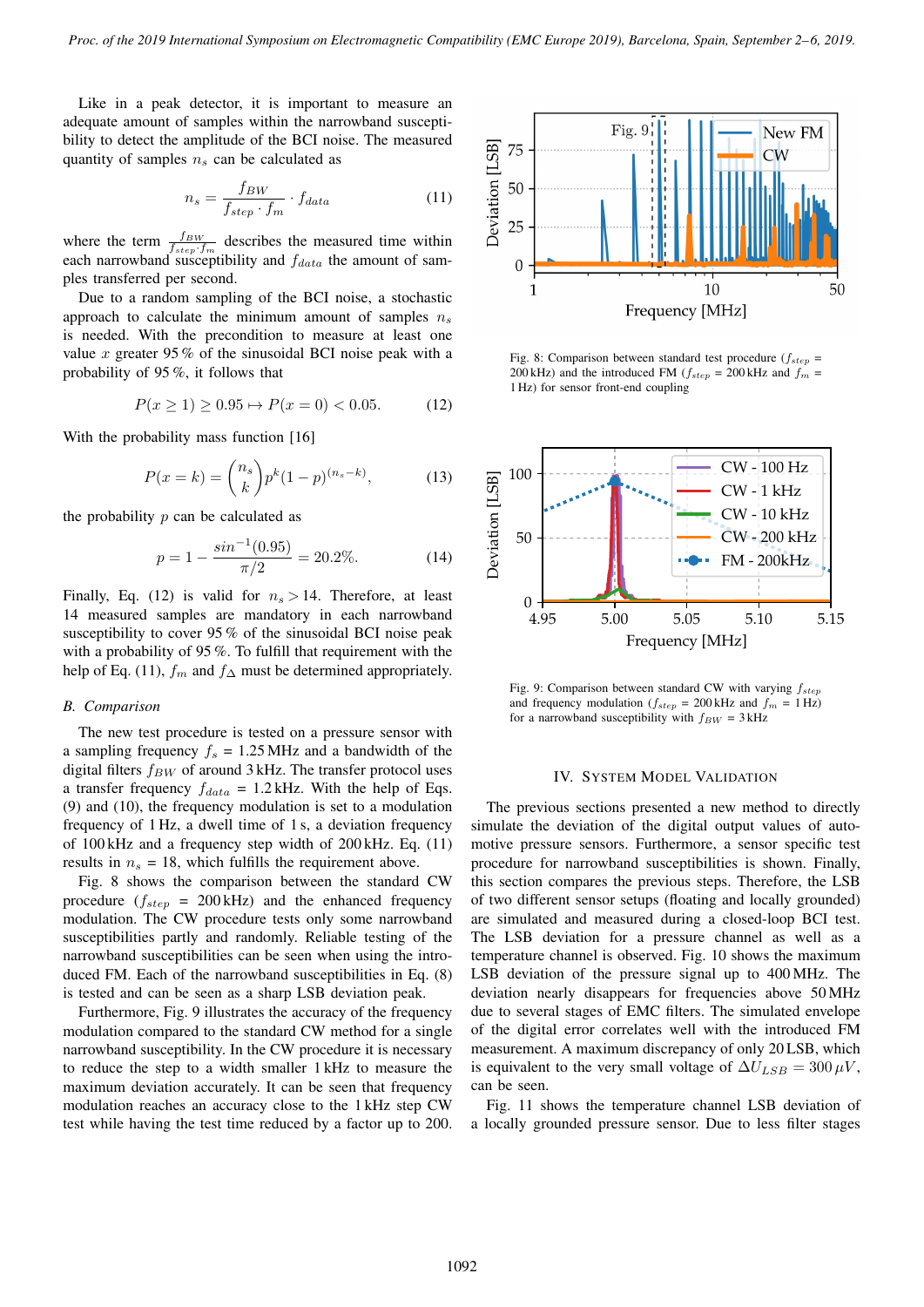Like in a peak detector, it is important to measure an adequate amount of samples within the narrowband susceptibility to detect the amplitude of the BCI noise. The measured quantity of samples $n_s$ can be calculated as

$$n_s = \frac{f_{BW}}{f_{step} \cdot f_m} \cdot f_{data} \tag{11}$$

where the term $\frac{f_{BW}}{f_{step} \cdot f_m}$ describes the measured time within each narrowband susceptibility and $f_{data}$ the amount of samples transferred per second.

Due to a random sampling of the BCI noise, a stochastic approach to calculate the minimum amount of samples $n_s$ is needed. With the precondition to measure at least one value $x$ greater 95 % of the sinusoidal BCI noise peak with a probability of 95 %, it follows that

$$P(x \geq 1) \geq 0.95 \mapsto P(x = 0) < 0.05. \tag{12}$$

With the probability mass function [16]

$$P(x = k) = \binom{n_s}{k} p^k (1 - p)^{(n_s - k)}, \tag{13}$$

the probability $p$ can be calculated as

$$p = 1 - \frac{sin^{-1}(0.95)}{\pi/2} = 20.2\%. \tag{14}$$

Finally, Eq. (12) is valid for $n_s > 14$. Therefore, at least 14 measured samples are mandatory in each narrowband susceptibility to cover 95 % of the sinusoidal BCI noise peak with a probability of 95 %. To fulfill that requirement with the help of Eq. (11), $f_m$ and $f_\triangle$ must be determined appropriately.

### B. Comparison

The new test procedure is tested on a pressure sensor with a sampling frequency $f_s$ = 1.25 MHz and a bandwidth of the digital filters $f_{BW}$ of around 3 kHz. The transfer protocol uses a transfer frequency $f_{data}$ = 1.2 kHz. With the help of Eqs. (9) and (10), the frequency modulation is set to a modulation frequency of 1 Hz, a dwell time of 1 s, a deviation frequency of 100 kHz and a frequency step width of 200 kHz. Eq. (11) results in $n_s$ = 18, which fulfills the requirement above.

Fig. 8 shows the comparison between the standard CW procedure ($f_{step}$ = 200 kHz) and the enhanced frequency modulation. The CW procedure tests only some narrowband susceptibilities partly and randomly. Reliable testing of the narrowband susceptibilities can be seen when using the introduced FM. Each of the narrowband susceptibilities in Eq. (8) is tested and can be seen as a sharp LSB deviation peak.

Furthermore, Fig. 9 illustrates the accuracy of the frequency modulation compared to the standard CW method for a single narrowband susceptibility. In the CW procedure it is necessary to reduce the step to a width smaller 1 kHz to measure the maximum deviation accurately. It can be seen that frequency modulation reaches an accuracy close to the 1 kHz step CW test while having the test time reduced by a factor up to 200.

Fig. 8: Comparison between standard test procedure ($f_{step}$ = 200 kHz) and the introduced FM ($f_{step}$ = 200 kHz and $f_m$ = 1 Hz) for sensor front-end coupling

Fig. 9: Comparison between standard CW with varying $f_{step}$ and frequency modulation ($f_{step}$ = 200 kHz and $f_m$ = 1 Hz) for a narrowband susceptibility with $f_{BW}$ = 3 kHz

## IV. System Model Validation

The previous sections presented a new method to directly simulate the deviation of the digital output values of automotive pressure sensors. Furthermore, a sensor specific test procedure for narrowband susceptibilities is shown. Finally, this section compares the previous steps. Therefore, the LSB of two different sensor setups (floating and locally grounded) are simulated and measured during a closed-loop BCI test. The LSB deviation for a pressure channel as well as a temperature channel is observed. Fig. 10 shows the simulated LSB deviation of the pressure signal up to 400 MHz. The deviation nearly disappears for frequencies above 50 MHz due to several stages of EMC filters. The simulated envelope of the digital error correlates well with the introduced FM measurement. A maximum discrepancy of only 20 LSB, which is equivalent to the very small voltage of $\Delta U_{LSB} = 300\,\mu V$, can be seen.

Fig. 11 shows the temperature channel LSB deviation of a locally grounded pressure sensor. Due to less filter stages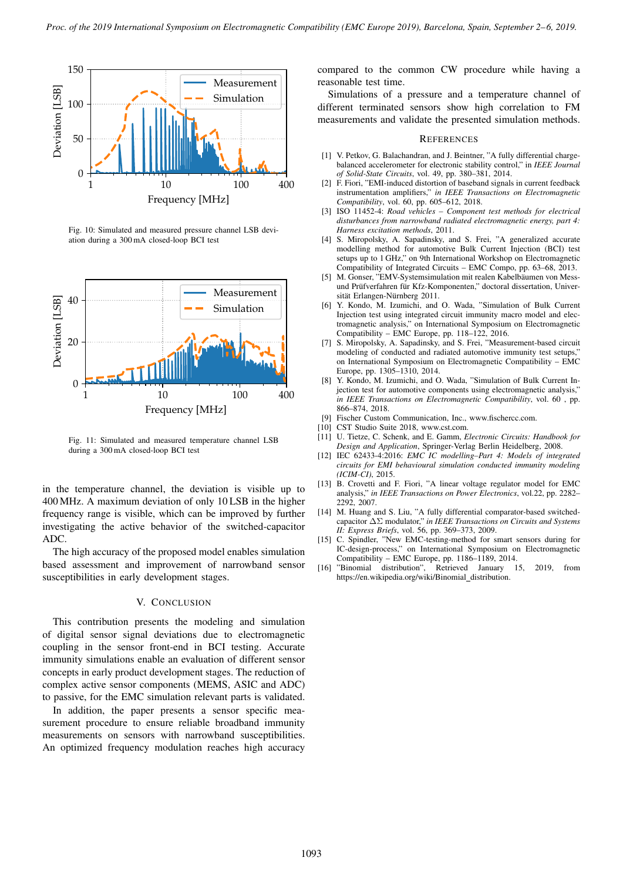150

Deviation [LSB]

100

50

0

Measurement

Simulation

1

10

100

400

Frequency [MHz]

Fig. 10: Simulated and measured pressure channel LSB deviation during a 300 mA closed-loop BCI test

Deviation [LSB]

40

20

0

Measurement

Simulation

1

10

100

400

Frequency [MHz]

Fig. 11: Simulated and measured temperature channel LSB during a 300 mA closed-loop BCI test

in the temperature channel, the deviation is visible up to 400 MHz. A maximum deviation of only 10 LSB in the higher frequency range is visible, which can be improved by further investigating the active behavior of the switched-capacitor ADC.

The high accuracy of the proposed model enables simulation based assessment and improvement of narrowband sensor susceptibilities in early development stages.

## V. Conclusion

This contribution presents the modeling and simulation of digital sensor signal deviations due to electromagnetic coupling in the sensor front-end in BCI testing. Accurate immunity simulations enable an evaluation of different sensor concepts in early product development stages. The reduction of complex active sensor components (MEMS, ASIC and ADC) to passive, for the EMC simulation relevant parts is validated.

In addition, the paper presents a sensor specific measurement procedure to ensure reliable broadband immunity measurements on sensors with narrowband susceptibilities. An optimized frequency modulation reaches high accuracy compared to the common CW procedure while having a reasonable test time.

Simulations of a pressure and a temperature channel of different terminated sensors show high correlation to FM measurements and validate the presented simulation methods.

## References

[1] V. Petkov, G. Balachandran, and J. Beintner, "A fully differential charge-balanced accelerometer for electronic stability control," in *IEEE Journal of Solid-State Circuits*, vol. 49, pp. 380–381, 2014.

[2] F. Fiori, "EMI-induced distortion of baseband signals in current feedback instrumentation amplifiers," *in IEEE Transactions on Electromagnetic Compatibility*, vol. 60, pp. 605–612, 2018.

[3] ISO 11452-4: *Road vehicles – Component test methods for electrical disturbances from narrowband radiated electromagnetic energy, part 4: Harness excitation methods*, 2011.

[4] S. Miropolsky, A. Sapadinsky, and S. Frei, "A generalized accurate modelling method for automotive Bulk Current Injection (BCI) test setups up to 1 GHz," on 9th International Workshop on Electromagnetic Compatibility of Integrated Circuits – EMC Compo, pp. 63–68, 2013.

[5] M. Gonser, "EMV-Systemsimulation mit realen Kabelbäumen von Mess- und Prüfverfahren für Kfz-Komponenten," doctoral dissertation, Universität Erlangen-Nürnberg 2011.

[6] Y. Kondo, M. Izumichi, and O. Wada, "Simulation of Bulk Current Injection test using integrated circuit immunity macro model and electromagnetic analysis," on International Symposium on Electromagnetic Compatibility – EMC Europe, pp. 118–122, 2016.

[7] S. Miropolsky, A. Sapadinsky, and S. Frei, "Measurement-based circuit modeling of conducted and radiated automotive immunity test setups," on International Symposium on Electromagnetic Compatibility – EMC Europe, pp. 1305–1310, 2014.

[8] Y. Kondo, M. Izumichi, and O. Wada, "Simulation of Bulk Current Injection test for automotive components using electromagnetic analysis," *in IEEE Transactions on Electromagnetic Compatibility*, vol. 60 , pp. 866–874, 2018.

[9] Fischer Custom Communication, Inc., www.fischercc.com.

[10] CST Studio Suite 2018, www.cst.com.

[11] U. Tietze, C. Schenk, and E. Gamm, *Electronic Circuits: Handbook for Design and Application*, Springer-Verlag Berlin Heidelberg, 2008.

[12] IEC 62433-4:2016: *EMC IC modelling–Part 4: Models of integrated circuits for EMI behavioural simulation conducted immunity modeling (ICIM-CI)*, 2015.

[13] B. Crovetti and F. Fiori, "A linear voltage regulator model for EMC analysis," *in IEEE Transactions on Power Electronics*, vol.22, pp. 2282–2292, 2007.

[14] M. Huang and S. Liu, "A fully differential comparator-based switched-capacitor $\Delta\Sigma$ modulator," *in IEEE Transactions on Circuits and Systems II: Express Briefs*, vol. 56, pp. 369–373, 2009.

[15] C. Spindler, "New EMC-testing-method for smart sensors during for IC-design-process," on International Symposium on Electromagnetic Compatibility – EMC Europe, pp. 1186–1189, 2014.

[16] "Binomial distribution", Retrieved January 15, 2019, from https://en.wikipedia.org/wiki/Binomial_distribution.